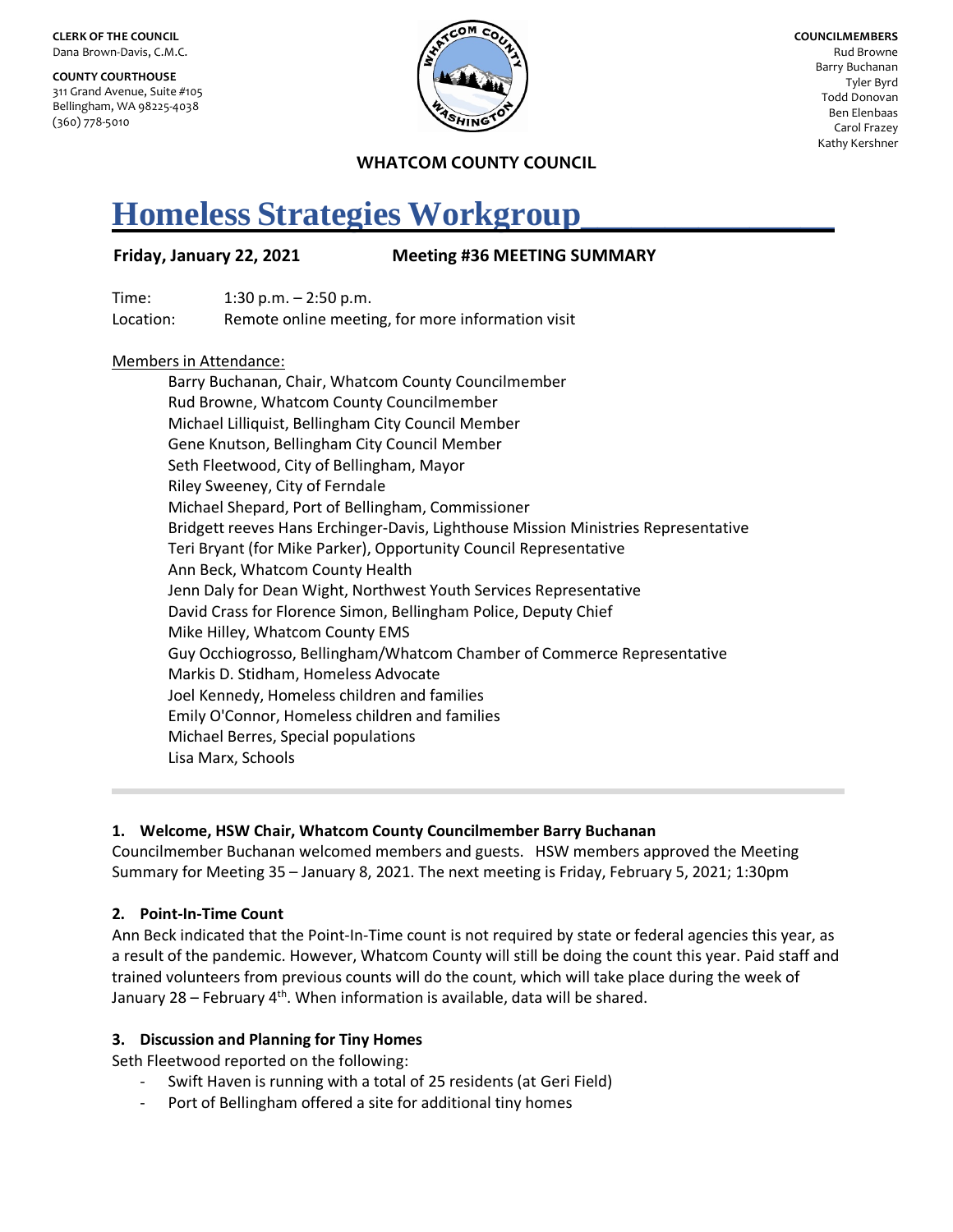**CLERK OF THE COUNCIL**
Dana Brown-Davis, C.M.C.

**COUNTY COURTHOUSE**
311 Grand Avenue, Suite #105
Bellingham, WA 98225-4038
(360) 778-5010

**COUNCILMEMBERS**
Rud Browne
Barry Buchanan
Tyler Byrd
Todd Donovan
Ben Elenbaas
Carol Frazey
Kathy Kershner

**WHATCOM COUNTY COUNCIL**

# Homeless Strategies Workgroup

**Friday, January 22, 2021** **Meeting #36 MEETING SUMMARY**

Time: 1:30 p.m. – 2:50 p.m.
Location: Remote online meeting, for more information visit

Members in Attendance:

Barry Buchanan, Chair, Whatcom County Councilmember
Rud Browne, Whatcom County Councilmember
Michael Lilliquist, Bellingham City Council Member
Gene Knutson, Bellingham City Council Member
Seth Fleetwood, City of Bellingham, Mayor
Riley Sweeney, City of Ferndale
Michael Shepard, Port of Bellingham, Commissioner
Bridgett reeves Hans Erchinger-Davis, Lighthouse Mission Ministries Representative
Teri Bryant (for Mike Parker), Opportunity Council Representative
Ann Beck, Whatcom County Health
Jenn Daly for Dean Wight, Northwest Youth Services Representative
David Crass for Florence Simon, Bellingham Police, Deputy Chief
Mike Hilley, Whatcom County EMS
Guy Occhiogrosso, Bellingham/Whatcom Chamber of Commerce Representative
Markis D. Stidham, Homeless Advocate
Joel Kennedy, Homeless children and families
Emily O'Connor, Homeless children and families
Michael Berres, Special populations
Lisa Marx, Schools

---

### 1. Welcome, HSW Chair, Whatcom County Councilmember Barry Buchanan

Councilmember Buchanan welcomed members and guests. HSW members approved the Meeting Summary for Meeting 35 – January 8, 2021. The next meeting is Friday, February 5, 2021; 1:30pm

### 2. Point-In-Time Count

Ann Beck indicated that the Point-In-Time count is not required by state or federal agencies this year, as a result of the pandemic. However, Whatcom County will still be doing the count this year. Paid staff and trained volunteers from previous counts will do the count, which will take place during the week of January 28 – February 4th. When information is available, data will be shared.

### 3. Discussion and Planning for Tiny Homes

Seth Fleetwood reported on the following:

- Swift Haven is running with a total of 25 residents (at Geri Field)
- Port of Bellingham offered a site for additional tiny homes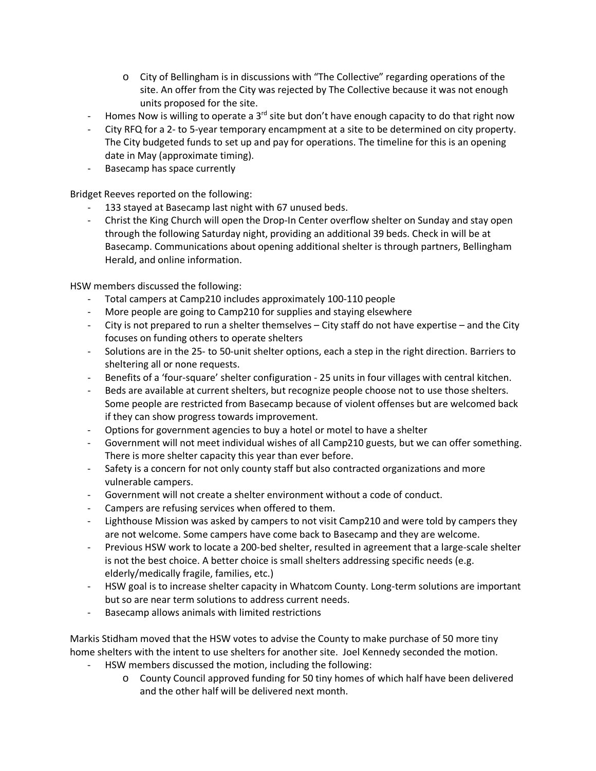- City of Bellingham is in discussions with "The Collective" regarding operations of the site. An offer from the City was rejected by The Collective because it was not enough units proposed for the site.
- Homes Now is willing to operate a 3rd site but don't have enough capacity to do that right now
- City RFQ for a 2- to 5-year temporary encampment at a site to be determined on city property. The City budgeted funds to set up and pay for operations. The timeline for this is an opening date in May (approximate timing).
- Basecamp has space currently

Bridget Reeves reported on the following:

- 133 stayed at Basecamp last night with 67 unused beds.
- Christ the King Church will open the Drop-In Center overflow shelter on Sunday and stay open through the following Saturday night, providing an additional 39 beds. Check in will be at Basecamp. Communications about opening additional shelter is through partners, Bellingham Herald, and online information.

HSW members discussed the following:

- Total campers at Camp210 includes approximately 100-110 people
- More people are going to Camp210 for supplies and staying elsewhere
- City is not prepared to run a shelter themselves – City staff do not have expertise – and the City focuses on funding others to operate shelters
- Solutions are in the 25- to 50-unit shelter options, each a step in the right direction. Barriers to sheltering all or none requests.
- Benefits of a 'four-square' shelter configuration - 25 units in four villages with central kitchen.
- Beds are available at current shelters, but recognize people choose not to use those shelters. Some people are restricted from Basecamp because of violent offenses but are welcomed back if they can show progress towards improvement.
- Options for government agencies to buy a hotel or motel to have a shelter
- Government will not meet individual wishes of all Camp210 guests, but we can offer something. There is more shelter capacity this year than ever before.
- Safety is a concern for not only county staff but also contracted organizations and more vulnerable campers.
- Government will not create a shelter environment without a code of conduct.
- Campers are refusing services when offered to them.
- Lighthouse Mission was asked by campers to not visit Camp210 and were told by campers they are not welcome. Some campers have come back to Basecamp and they are welcome.
- Previous HSW work to locate a 200-bed shelter, resulted in agreement that a large-scale shelter is not the best choice. A better choice is small shelters addressing specific needs (e.g. elderly/medically fragile, families, etc.)
- HSW goal is to increase shelter capacity in Whatcom County. Long-term solutions are important but so are near term solutions to address current needs.
- Basecamp allows animals with limited restrictions

Markis Stidham moved that the HSW votes to advise the County to make purchase of 50 more tiny home shelters with the intent to use shelters for another site. Joel Kennedy seconded the motion.

- HSW members discussed the motion, including the following:
    - County Council approved funding for 50 tiny homes of which half have been delivered and the other half will be delivered next month.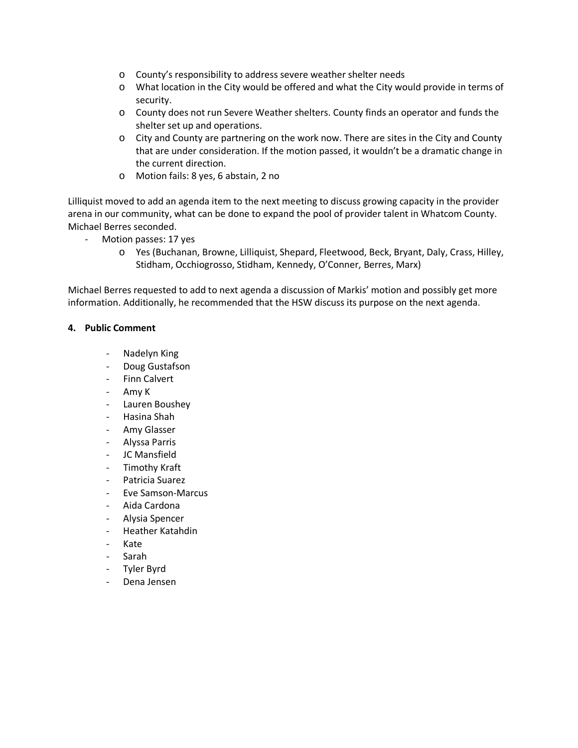- County's responsibility to address severe weather shelter needs
- What location in the City would be offered and what the City would provide in terms of security.
- County does not run Severe Weather shelters. County finds an operator and funds the shelter set up and operations.
- City and County are partnering on the work now. There are sites in the City and County that are under consideration. If the motion passed, it wouldn't be a dramatic change in the current direction.
- Motion fails: 8 yes, 6 abstain, 2 no

Lilliquist moved to add an agenda item to the next meeting to discuss growing capacity in the provider arena in our community, what can be done to expand the pool of provider talent in Whatcom County. Michael Berres seconded.

- Motion passes: 17 yes
  - Yes (Buchanan, Browne, Lilliquist, Shepard, Fleetwood, Beck, Bryant, Daly, Crass, Hilley, Stidham, Occhiogrosso, Stidham, Kennedy, O'Conner, Berres, Marx)

Michael Berres requested to add to next agenda a discussion of Markis' motion and possibly get more information. Additionally, he recommended that the HSW discuss its purpose on the next agenda.

**4. Public Comment**

- Nadelyn King
- Doug Gustafson
- Finn Calvert
- Amy K
- Lauren Boushey
- Hasina Shah
- Amy Glasser
- Alyssa Parris
- JC Mansfield
- Timothy Kraft
- Patricia Suarez
- Eve Samson-Marcus
- Aida Cardona
- Alysia Spencer
- Heather Katahdin
- Kate
- Sarah
- Tyler Byrd
- Dena Jensen